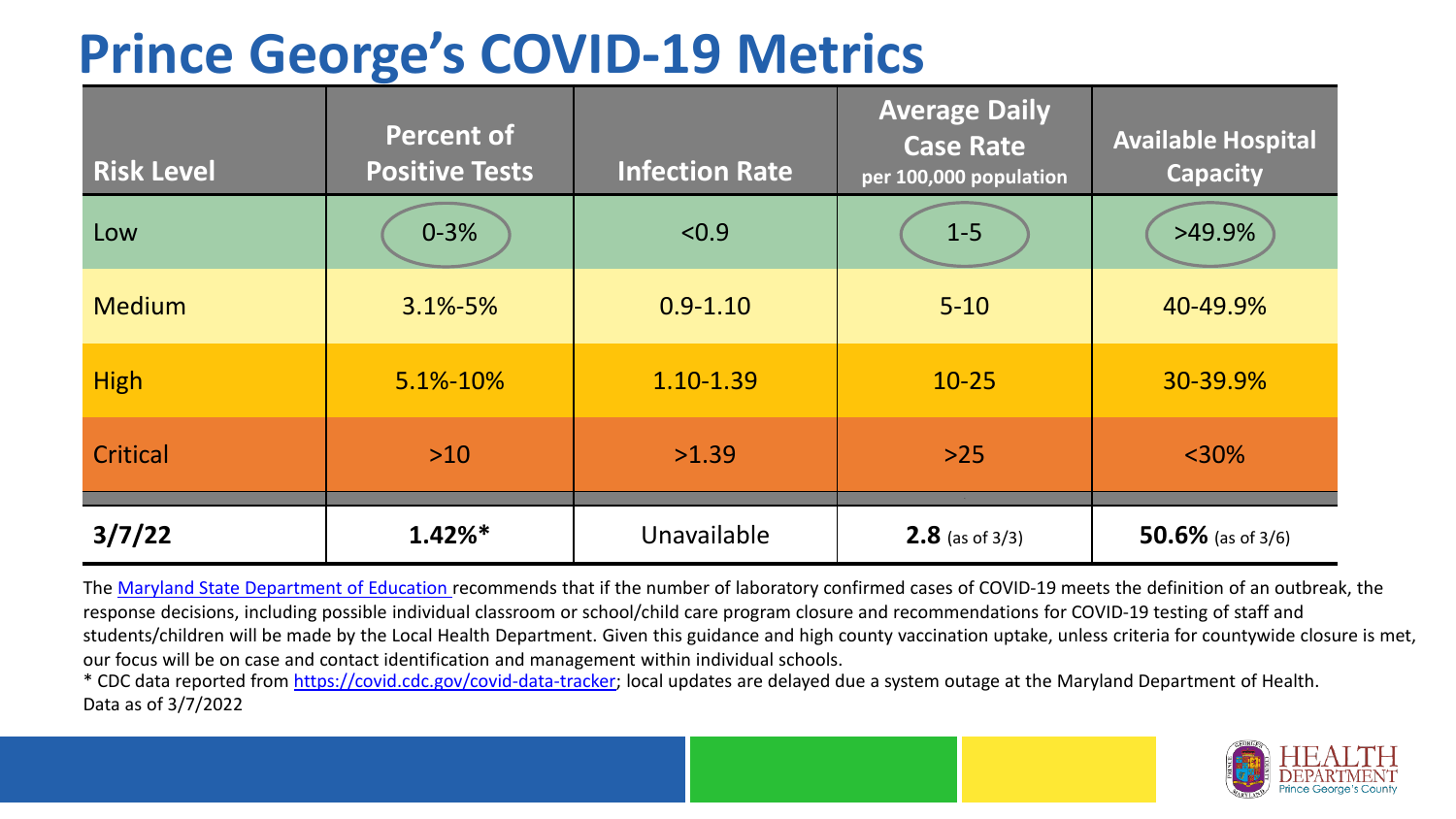# Prince George's COVID-19 Metrics

| Risk Level | Percent of Positive Tests | Infection Rate | Average Daily Case Rate per 100,000 population | Available Hospital Capacity |
|---|---|---|---|---|
| Low | 0-3% | <0.9 | 1-5 | >49.9% |
| Medium | 3.1%-5% | 0.9-1.10 | 5-10 | 40-49.9% |
| High | 5.1%-10% | 1.10-1.39 | 10-25 | 30-39.9% |
| Critical | >10 | >1.39 | >25 | <30% |
| **3/7/22** | **1.42%*** | Unavailable | **2.8** (as of 3/3) | **50.6%** (as of 3/6) |

The Maryland State Department of Education recommends that if the number of laboratory confirmed cases of COVID-19 meets the definition of an outbreak, the response decisions, including possible individual classroom or school/child care program closure and recommendations for COVID-19 testing of staff and students/children will be made by the Local Health Department. Given this guidance and high county vaccination uptake, unless criteria for countywide closure is met, our focus will be on case and contact identification and management within individual schools.

* CDC data reported from https://covid.cdc.gov/covid-data-tracker; local updates are delayed due a system outage at the Maryland Department of Health.

Data as of 3/7/2022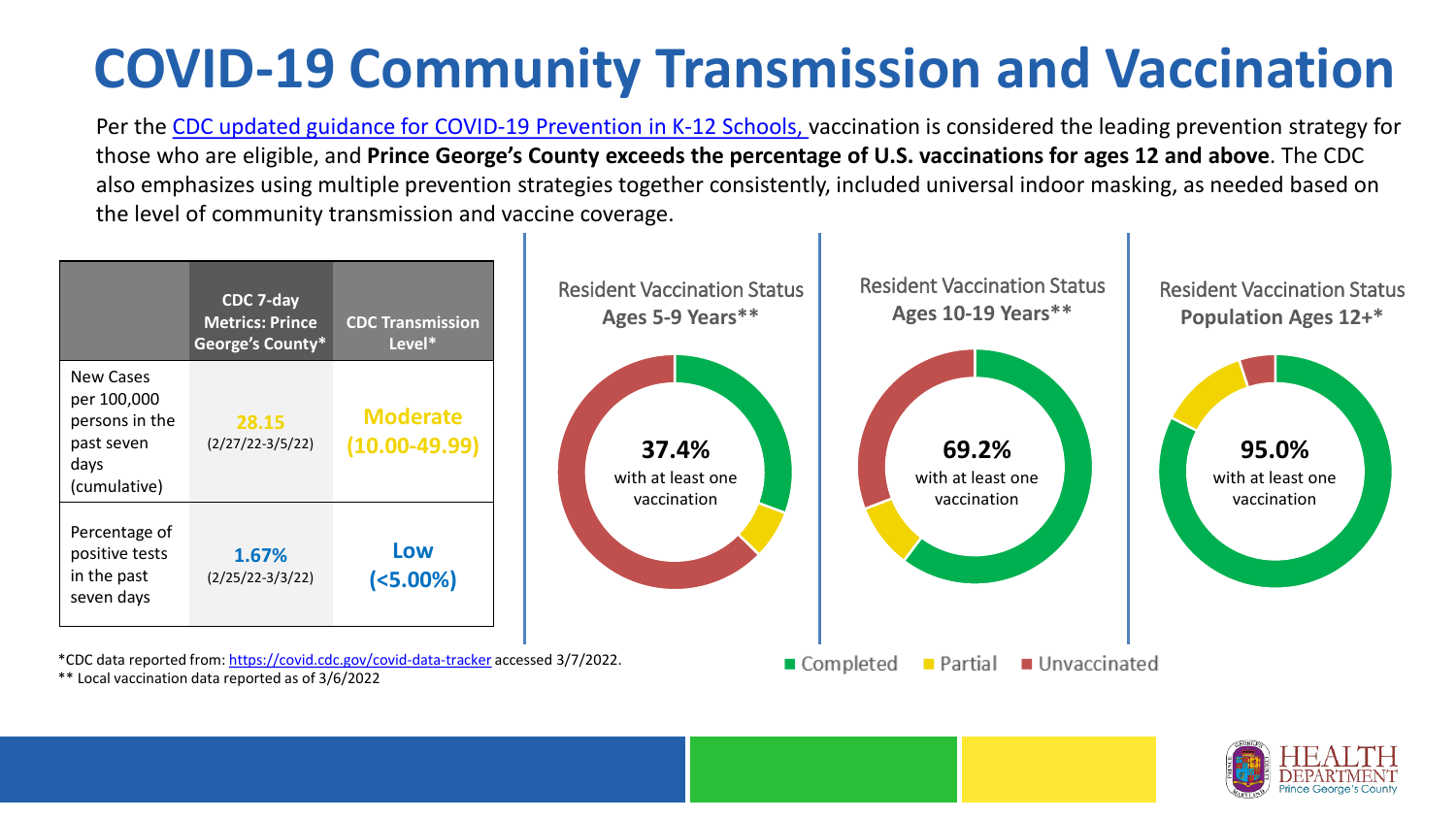# COVID-19 Community Transmission and Vaccination

Per the CDC updated guidance for COVID-19 Prevention in K-12 Schools, vaccination is considered the leading prevention strategy for those who are eligible, and **Prince George's County exceeds the percentage of U.S. vaccinations for ages 12 and above**. The CDC also emphasizes using multiple prevention strategies together consistently, included universal indoor masking, as needed based on the level of community transmission and vaccine coverage.

| | CDC 7-day Metrics: Prince George's County* | CDC Transmission Level* |
|---|---|---|
| New Cases per 100,000 persons in the past seven days (cumulative) | **28.15** (2/27/22-3/5/22) | **Moderate (10.00-49.99)** |
| Percentage of positive tests in the past seven days | **1.67%** (2/25/22-3/3/22) | **Low (<5.00%)** |

Resident Vaccination Status **Ages 5-9 Years****

**37.4%** with at least one vaccination

Resident Vaccination Status **Ages 10-19 Years****

**69.2%** with at least one vaccination

Resident Vaccination Status **Population Ages 12+***

**95.0%** with at least one vaccination

■ Completed ■ Partial ■ Unvaccinated

*CDC data reported from: https://covid.cdc.gov/covid-data-tracker accessed 3/7/2022.

** Local vaccination data reported as of 3/6/2022

HEALTH DEPARTMENT Prince George's County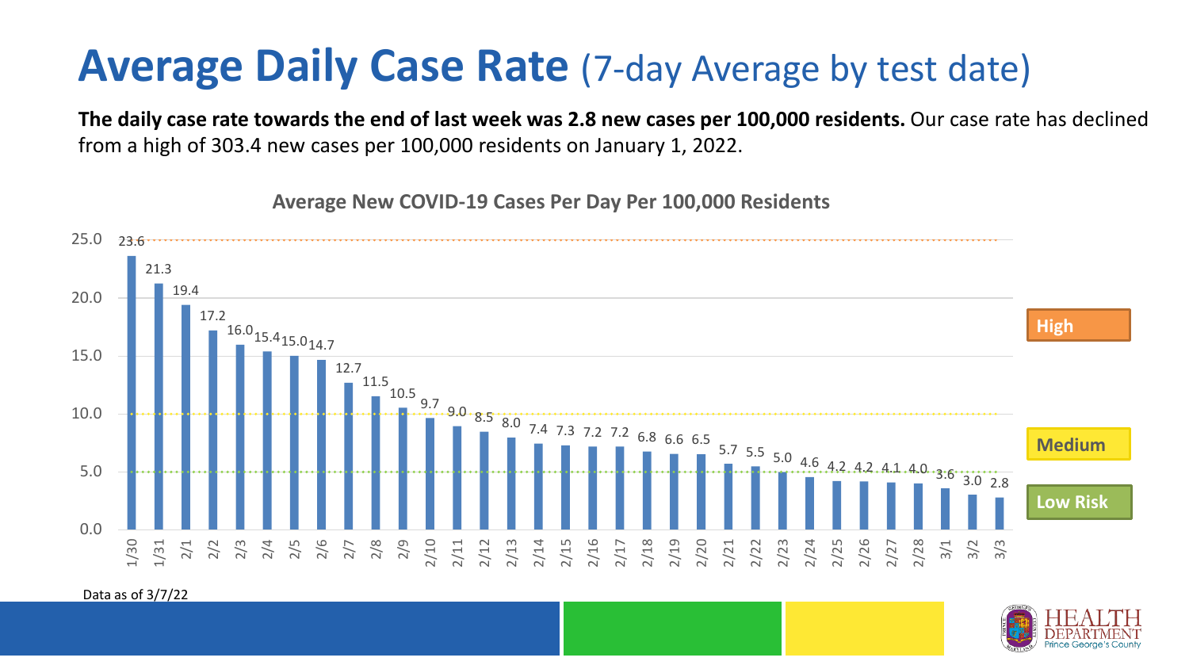# Average Daily Case Rate (7-day Average by test date)

**The daily case rate towards the end of last week was 2.8 new cases per 100,000 residents.** Our case rate has declined from a high of 303.4 new cases per 100,000 residents on January 1, 2022.

**Average New COVID-19 Cases Per Day Per 100,000 Residents**

| Date | Cases per 100,000 |
|---|---|
| 1/30 | 23.6 |
| 1/31 | 21.3 |
| 2/1 | 19.4 |
| 2/2 | 17.2 |
| 2/3 | 16.0 |
| 2/4 | 15.4 |
| 2/5 | 15.0 |
| 2/6 | 14.7 |
| 2/7 | 12.7 |
| 2/8 | 11.5 |
| 2/9 | 10.5 |
| 2/10 | 9.7 |
| 2/11 | 9.0 |
| 2/12 | 8.5 |
| 2/13 | 8.0 |
| 2/14 | 7.4 |
| 2/15 | 7.3 |
| 2/16 | 7.2 |
| 2/17 | 7.2 |
| 2/18 | 6.8 |
| 2/19 | 6.6 |
| 2/20 | 6.5 |
| 2/21 | 5.7 |
| 2/22 | 5.5 |
| 2/23 | 5.0 |
| 2/24 | 4.6 |
| 2/25 | 4.2 |
| 2/26 | 4.2 |
| 2/27 | 4.1 |
| 2/28 | 4.0 |
| 3/1 | 3.6 |
| 3/2 | 3.0 |
| 3/3 | 2.8 |

High

Medium

Low Risk

Data as of 3/7/22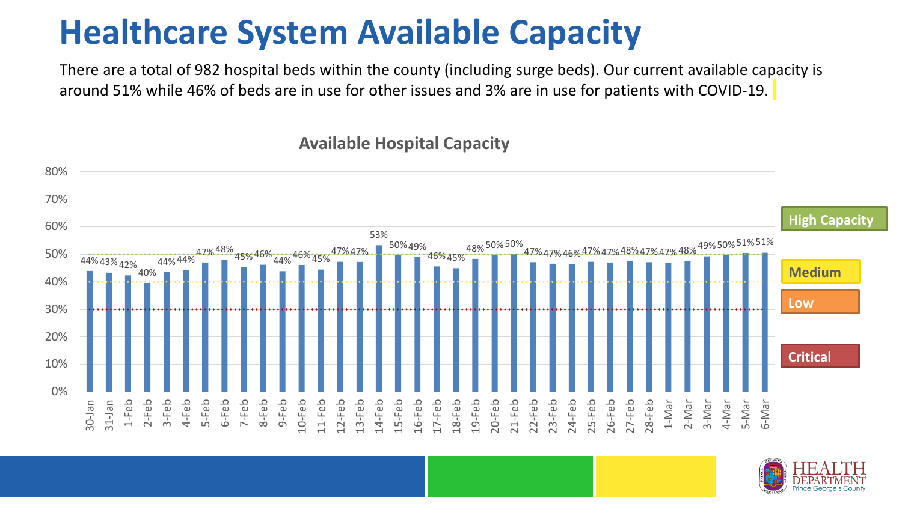# Healthcare System Available Capacity

There are a total of 982 hospital beds within the county (including surge beds). Our current available capacity is around 51% while 46% of beds are in use for other issues and 3% are in use for patients with COVID-19.

Available Hospital Capacity

80%
70%
60%
50%
40%
30%
20%
10%
0%

44% 43% 42% 40% 44% 44% 47% 48% 45% 46% 44% 46% 45% 47% 47% 53% 50% 49% 46% 45% 48% 50% 50% 47% 47% 46% 47% 47% 48% 47% 47% 48% 49% 50% 51% 51%

30-Jan 31-Jan 1-Feb 2-Feb 3-Feb 4-Feb 5-Feb 6-Feb 7-Feb 8-Feb 9-Feb 10-Feb 11-Feb 12-Feb 13-Feb 14-Feb 15-Feb 16-Feb 17-Feb 18-Feb 19-Feb 20-Feb 21-Feb 22-Feb 23-Feb 24-Feb 25-Feb 26-Feb 27-Feb 28-Feb 1-Mar 2-Mar 3-Mar 4-Mar 5-Mar 6-Mar

High Capacity

Medium

Low

Critical